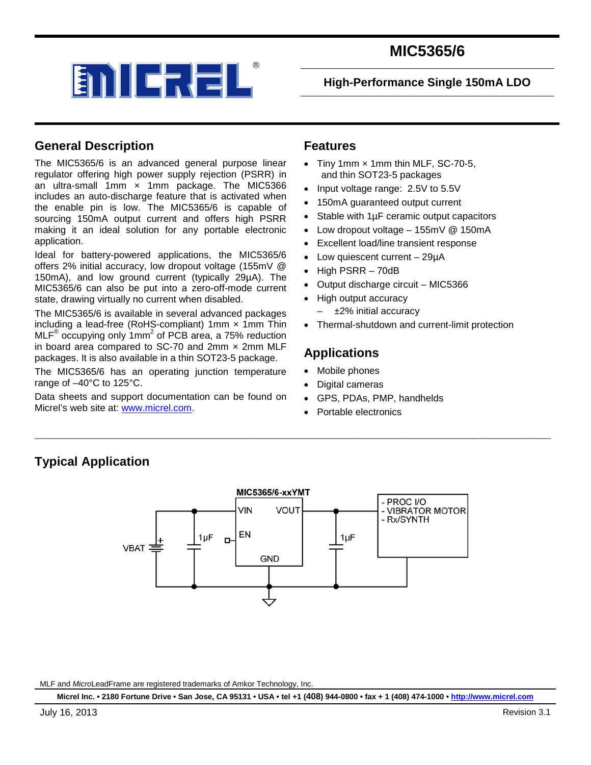# MIC5365/6

## High-Performance Single 150mA LDO

## General Description

The MIC5365/6 is an advanced general purpose linear regulator offering high power supply rejection (PSRR) in an ultra-small 1mm × 1mm package. The MIC5366 includes an auto-discharge feature that is activated when the enable pin is low. The MIC5365/6 is capable of sourcing 150mA output current and offers high PSRR making it an ideal solution for any portable electronic application.

Ideal for battery-powered applications, the MIC5365/6 offers 2% initial accuracy, low dropout voltage (155mV @ 150mA), and low ground current (typically 29µA). The MIC5365/6 can also be put into a zero-off-mode current state, drawing virtually no current when disabled.

The MIC5365/6 is available in several advanced packages including a lead-free (RoHS-compliant) 1mm × 1mm Thin MLF® occupying only 1mm² of PCB area, a 75% reduction in board area compared to SC-70 and 2mm × 2mm MLF packages. It is also available in a thin SOT23-5 package.

The MIC5365/6 has an operating junction temperature range of –40°C to 125°C.

Data sheets and support documentation can be found on Micrel's web site at: www.micrel.com.

## Features

- Tiny 1mm × 1mm thin MLF, SC-70-5, and thin SOT23-5 packages
- Input voltage range: 2.5V to 5.5V
- 150mA guaranteed output current
- Stable with 1µF ceramic output capacitors
- Low dropout voltage – 155mV @ 150mA
- Excellent load/line transient response
- Low quiescent current – 29µA
- High PSRR – 70dB
- Output discharge circuit – MIC5366
- High output accuracy
  - ±2% initial accuracy
- Thermal-shutdown and current-limit protection

## Applications

- Mobile phones
- Digital cameras
- GPS, PDAs, PMP, handhelds
- Portable electronics

## Typical Application

MIC5365/6-xxYMT

VIN, VOUT, EN, GND, VBAT, 1µF, 1µF

- PROC I/O
- VIBRATOR MOTOR
- Rx/SYNTH

MLF and *Micro*LeadFrame are registered trademarks of Amkor Technology, Inc.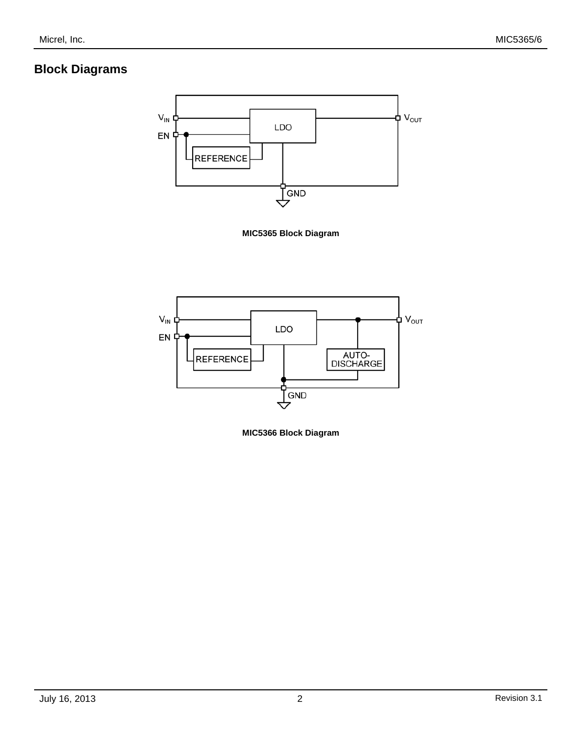## Block Diagrams

MIC5365 Block Diagram

MIC5366 Block Diagram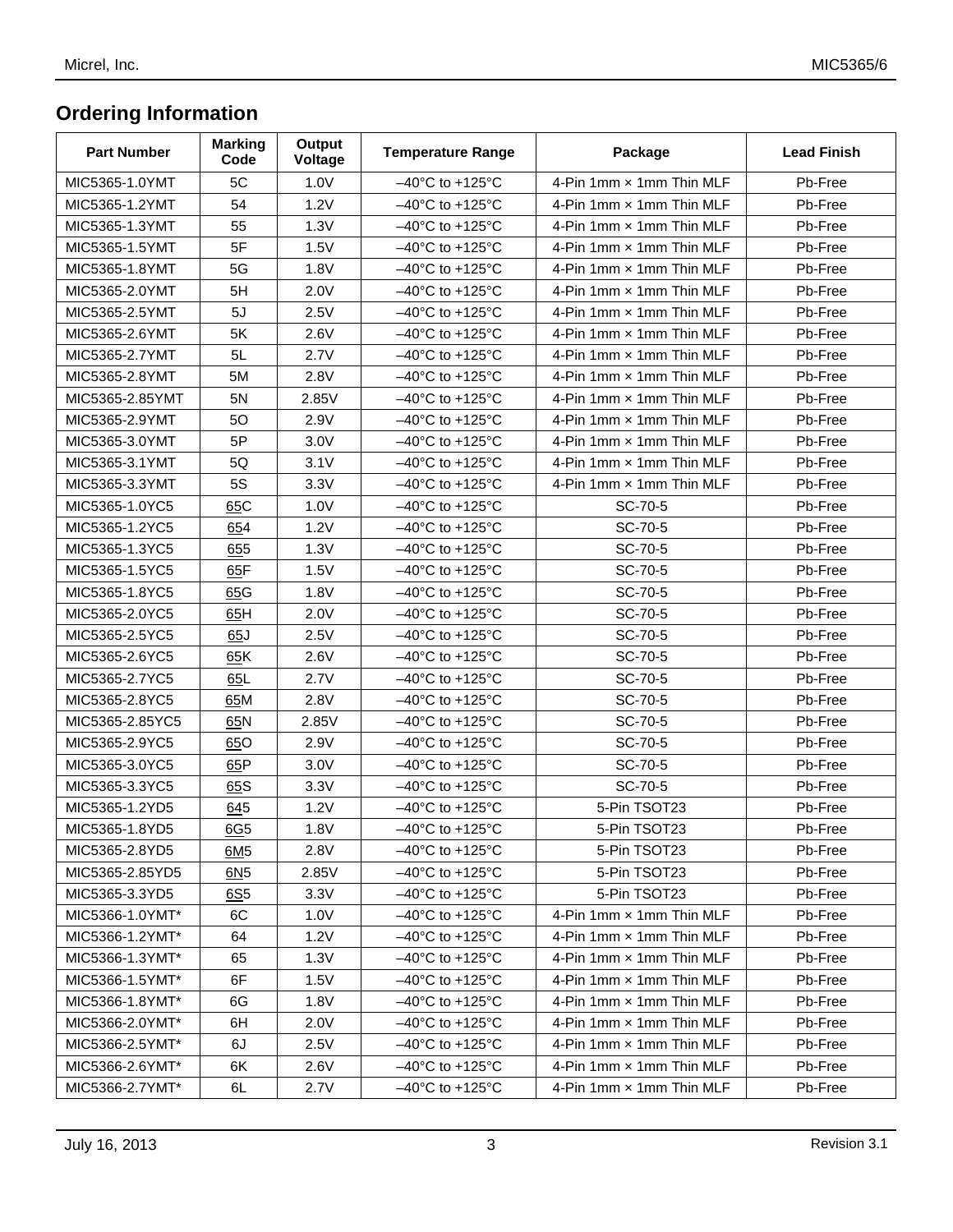## Ordering Information

| Part Number | Marking Code | Output Voltage | Temperature Range | Package | Lead Finish |
|---|---|---|---|---|---|
| MIC5365-1.0YMT | 5C | 1.0V | –40°C to +125°C | 4-Pin 1mm × 1mm Thin MLF | Pb-Free |
| MIC5365-1.2YMT | 54 | 1.2V | –40°C to +125°C | 4-Pin 1mm × 1mm Thin MLF | Pb-Free |
| MIC5365-1.3YMT | 55 | 1.3V | –40°C to +125°C | 4-Pin 1mm × 1mm Thin MLF | Pb-Free |
| MIC5365-1.5YMT | 5F | 1.5V | –40°C to +125°C | 4-Pin 1mm × 1mm Thin MLF | Pb-Free |
| MIC5365-1.8YMT | 5G | 1.8V | –40°C to +125°C | 4-Pin 1mm × 1mm Thin MLF | Pb-Free |
| MIC5365-2.0YMT | 5H | 2.0V | –40°C to +125°C | 4-Pin 1mm × 1mm Thin MLF | Pb-Free |
| MIC5365-2.5YMT | 5J | 2.5V | –40°C to +125°C | 4-Pin 1mm × 1mm Thin MLF | Pb-Free |
| MIC5365-2.6YMT | 5K | 2.6V | –40°C to +125°C | 4-Pin 1mm × 1mm Thin MLF | Pb-Free |
| MIC5365-2.7YMT | 5L | 2.7V | –40°C to +125°C | 4-Pin 1mm × 1mm Thin MLF | Pb-Free |
| MIC5365-2.8YMT | 5M | 2.8V | –40°C to +125°C | 4-Pin 1mm × 1mm Thin MLF | Pb-Free |
| MIC5365-2.85YMT | 5N | 2.85V | –40°C to +125°C | 4-Pin 1mm × 1mm Thin MLF | Pb-Free |
| MIC5365-2.9YMT | 5O | 2.9V | –40°C to +125°C | 4-Pin 1mm × 1mm Thin MLF | Pb-Free |
| MIC5365-3.0YMT | 5P | 3.0V | –40°C to +125°C | 4-Pin 1mm × 1mm Thin MLF | Pb-Free |
| MIC5365-3.1YMT | 5Q | 3.1V | –40°C to +125°C | 4-Pin 1mm × 1mm Thin MLF | Pb-Free |
| MIC5365-3.3YMT | 5S | 3.3V | –40°C to +125°C | 4-Pin 1mm × 1mm Thin MLF | Pb-Free |
| MIC5365-1.0YC5 | 65C | 1.0V | –40°C to +125°C | SC-70-5 | Pb-Free |
| MIC5365-1.2YC5 | 654 | 1.2V | –40°C to +125°C | SC-70-5 | Pb-Free |
| MIC5365-1.3YC5 | 655 | 1.3V | –40°C to +125°C | SC-70-5 | Pb-Free |
| MIC5365-1.5YC5 | 65F | 1.5V | –40°C to +125°C | SC-70-5 | Pb-Free |
| MIC5365-1.8YC5 | 65G | 1.8V | –40°C to +125°C | SC-70-5 | Pb-Free |
| MIC5365-2.0YC5 | 65H | 2.0V | –40°C to +125°C | SC-70-5 | Pb-Free |
| MIC5365-2.5YC5 | 65J | 2.5V | –40°C to +125°C | SC-70-5 | Pb-Free |
| MIC5365-2.6YC5 | 65K | 2.6V | –40°C to +125°C | SC-70-5 | Pb-Free |
| MIC5365-2.7YC5 | 65L | 2.7V | –40°C to +125°C | SC-70-5 | Pb-Free |
| MIC5365-2.8YC5 | 65M | 2.8V | –40°C to +125°C | SC-70-5 | Pb-Free |
| MIC5365-2.85YC5 | 65N | 2.85V | –40°C to +125°C | SC-70-5 | Pb-Free |
| MIC5365-2.9YC5 | 65O | 2.9V | –40°C to +125°C | SC-70-5 | Pb-Free |
| MIC5365-3.0YC5 | 65P | 3.0V | –40°C to +125°C | SC-70-5 | Pb-Free |
| MIC5365-3.3YC5 | 65S | 3.3V | –40°C to +125°C | SC-70-5 | Pb-Free |
| MIC5365-1.2YD5 | 645 | 1.2V | –40°C to +125°C | 5-Pin TSOT23 | Pb-Free |
| MIC5365-1.8YD5 | 6G5 | 1.8V | –40°C to +125°C | 5-Pin TSOT23 | Pb-Free |
| MIC5365-2.8YD5 | 6M5 | 2.8V | –40°C to +125°C | 5-Pin TSOT23 | Pb-Free |
| MIC5365-2.85YD5 | 6N5 | 2.85V | –40°C to +125°C | 5-Pin TSOT23 | Pb-Free |
| MIC5365-3.3YD5 | 6S5 | 3.3V | –40°C to +125°C | 5-Pin TSOT23 | Pb-Free |
| MIC5366-1.0YMT* | 6C | 1.0V | –40°C to +125°C | 4-Pin 1mm × 1mm Thin MLF | Pb-Free |
| MIC5366-1.2YMT* | 64 | 1.2V | –40°C to +125°C | 4-Pin 1mm × 1mm Thin MLF | Pb-Free |
| MIC5366-1.3YMT* | 65 | 1.3V | –40°C to +125°C | 4-Pin 1mm × 1mm Thin MLF | Pb-Free |
| MIC5366-1.5YMT* | 6F | 1.5V | –40°C to +125°C | 4-Pin 1mm × 1mm Thin MLF | Pb-Free |
| MIC5366-1.8YMT* | 6G | 1.8V | –40°C to +125°C | 4-Pin 1mm × 1mm Thin MLF | Pb-Free |
| MIC5366-2.0YMT* | 6H | 2.0V | –40°C to +125°C | 4-Pin 1mm × 1mm Thin MLF | Pb-Free |
| MIC5366-2.5YMT* | 6J | 2.5V | –40°C to +125°C | 4-Pin 1mm × 1mm Thin MLF | Pb-Free |
| MIC5366-2.6YMT* | 6K | 2.6V | –40°C to +125°C | 4-Pin 1mm × 1mm Thin MLF | Pb-Free |
| MIC5366-2.7YMT* | 6L | 2.7V | –40°C to +125°C | 4-Pin 1mm × 1mm Thin MLF | Pb-Free |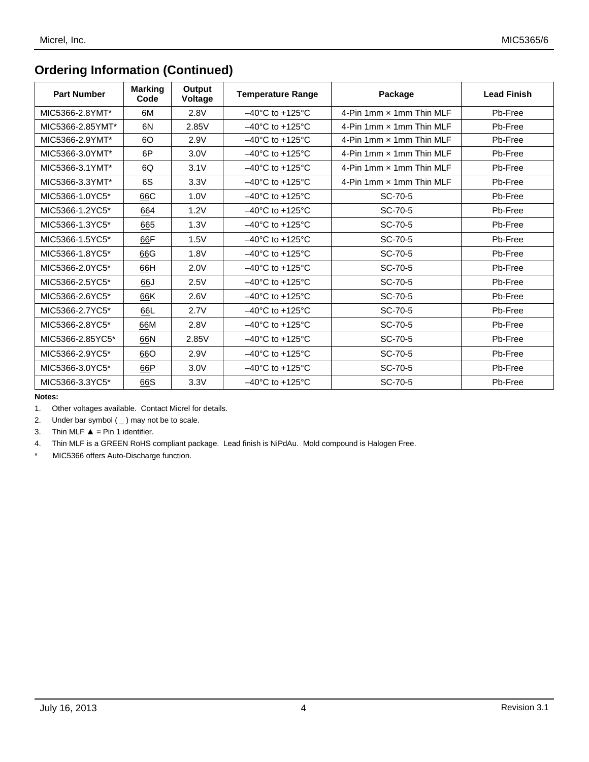## Ordering Information (Continued)

| Part Number | Marking Code | Output Voltage | Temperature Range | Package | Lead Finish |
|---|---|---|---|---|---|
| MIC5366-2.8YMT* | 6M | 2.8V | –40°C to +125°C | 4-Pin 1mm × 1mm Thin MLF | Pb-Free |
| MIC5366-2.85YMT* | 6N | 2.85V | –40°C to +125°C | 4-Pin 1mm × 1mm Thin MLF | Pb-Free |
| MIC5366-2.9YMT* | 6O | 2.9V | –40°C to +125°C | 4-Pin 1mm × 1mm Thin MLF | Pb-Free |
| MIC5366-3.0YMT* | 6P | 3.0V | –40°C to +125°C | 4-Pin 1mm × 1mm Thin MLF | Pb-Free |
| MIC5366-3.1YMT* | 6Q | 3.1V | –40°C to +125°C | 4-Pin 1mm × 1mm Thin MLF | Pb-Free |
| MIC5366-3.3YMT* | 6S | 3.3V | –40°C to +125°C | 4-Pin 1mm × 1mm Thin MLF | Pb-Free |
| MIC5366-1.0YC5* | 66C | 1.0V | –40°C to +125°C | SC-70-5 | Pb-Free |
| MIC5366-1.2YC5* | 664 | 1.2V | –40°C to +125°C | SC-70-5 | Pb-Free |
| MIC5366-1.3YC5* | 665 | 1.3V | –40°C to +125°C | SC-70-5 | Pb-Free |
| MIC5366-1.5YC5* | 66F | 1.5V | –40°C to +125°C | SC-70-5 | Pb-Free |
| MIC5366-1.8YC5* | 66G | 1.8V | –40°C to +125°C | SC-70-5 | Pb-Free |
| MIC5366-2.0YC5* | 66H | 2.0V | –40°C to +125°C | SC-70-5 | Pb-Free |
| MIC5366-2.5YC5* | 66J | 2.5V | –40°C to +125°C | SC-70-5 | Pb-Free |
| MIC5366-2.6YC5* | 66K | 2.6V | –40°C to +125°C | SC-70-5 | Pb-Free |
| MIC5366-2.7YC5* | 66L | 2.7V | –40°C to +125°C | SC-70-5 | Pb-Free |
| MIC5366-2.8YC5* | 66M | 2.8V | –40°C to +125°C | SC-70-5 | Pb-Free |
| MIC5366-2.85YC5* | 66N | 2.85V | –40°C to +125°C | SC-70-5 | Pb-Free |
| MIC5366-2.9YC5* | 66O | 2.9V | –40°C to +125°C | SC-70-5 | Pb-Free |
| MIC5366-3.0YC5* | 66P | 3.0V | –40°C to +125°C | SC-70-5 | Pb-Free |
| MIC5366-3.3YC5* | 66S | 3.3V | –40°C to +125°C | SC-70-5 | Pb-Free |

**Notes:**

1. Other voltages available. Contact Micrel for details.
2. Under bar symbol ( _ ) may not be to scale.
3. Thin MLF ▲ = Pin 1 identifier.
4. Thin MLF is a GREEN RoHS compliant package. Lead finish is NiPdAu. Mold compound is Halogen Free.

\* MIC5366 offers Auto-Discharge function.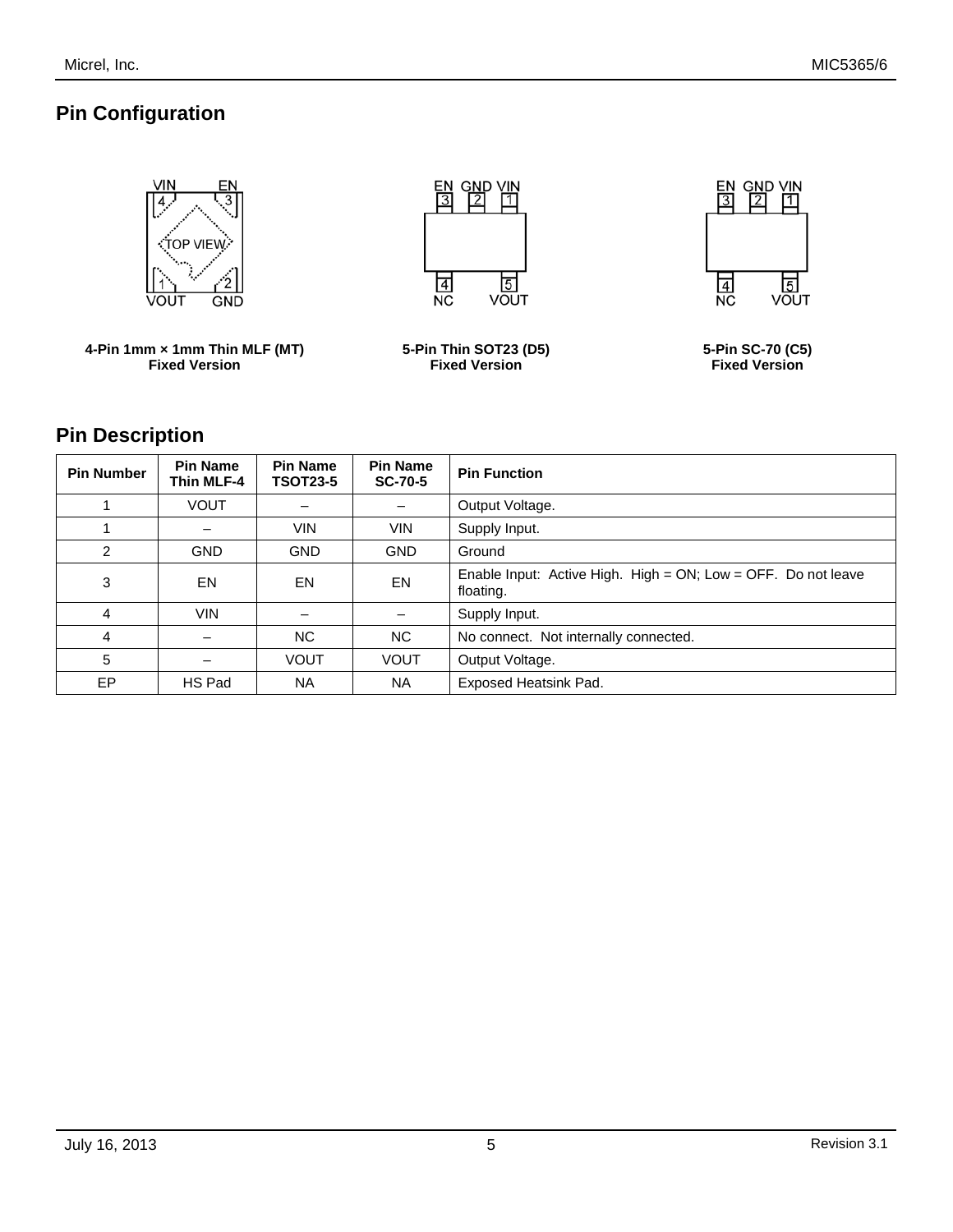## Pin Configuration

4-Pin 1mm × 1mm Thin MLF (MT)
Fixed Version

5-Pin Thin SOT23 (D5)
Fixed Version

5-Pin SC-70 (C5)
Fixed Version

## Pin Description

| Pin Number | Pin Name Thin MLF-4 | Pin Name TSOT23-5 | Pin Name SC-70-5 | Pin Function |
|---|---|---|---|---|
| 1 | VOUT | – | – | Output Voltage. |
| 1 | – | VIN | VIN | Supply Input. |
| 2 | GND | GND | GND | Ground |
| 3 | EN | EN | EN | Enable Input: Active High. High = ON; Low = OFF. Do not leave floating. |
| 4 | VIN | – | – | Supply Input. |
| 4 | – | NC | NC | No connect. Not internally connected. |
| 5 | – | VOUT | VOUT | Output Voltage. |
| EP | HS Pad | NA | NA | Exposed Heatsink Pad. |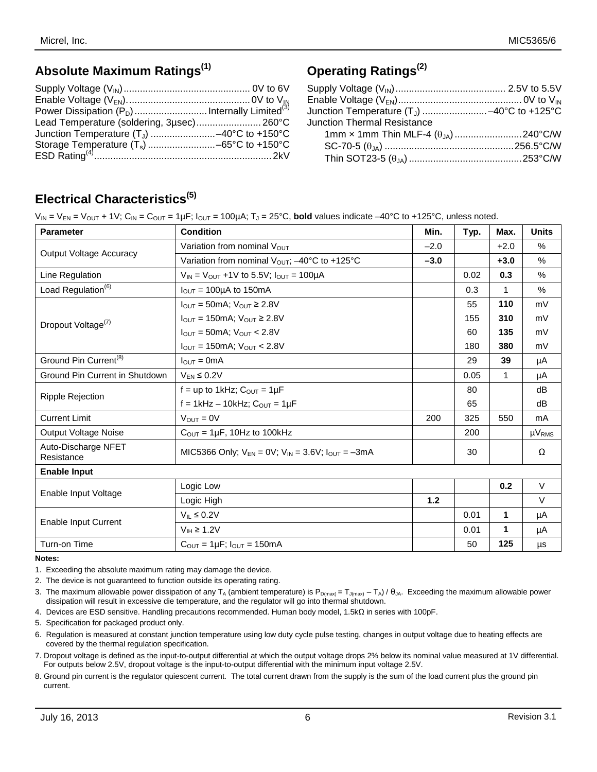## Absolute Maximum Ratings[1]

Supply Voltage ($V_{IN}$) ............................................. 0V to 6V
Enable Voltage ($V_{EN}$)............................................. 0V to $V_{IN}$
Power Dissipation ($P_D$) ........................... Internally Limited[3]
Lead Temperature (soldering, 3µsec)........................ 260°C
Junction Temperature ($T_J$) ........................ –40°C to +150°C
Storage Temperature ($T_s$) ......................... –65°C to +150°C
ESD Rating[4]................................................................. 2kV

## Operating Ratings[2]

Supply Voltage ($V_{IN}$)......................................... 2.5V to 5.5V
Enable Voltage ($V_{EN}$)............................................. 0V to $V_{IN}$
Junction Temperature ($T_J$) ........................ –40°C to +125°C
Junction Thermal Resistance
  1mm × 1mm Thin MLF-4 ($\theta_{JA}$) ......................... 240°C/W
  SC-70-5 ($\theta_{JA}$) ................................................ 256.5°C/W
  Thin SOT23-5 ($\theta_{JA}$) .......................................... 253°C/W

## Electrical Characteristics[5]

$V_{IN} = V_{EN} = V_{OUT} + 1V$; $C_{IN} = C_{OUT} = 1µF$; $I_{OUT} = 100µA$; $T_J = 25°C$, **bold** values indicate –40°C to +125°C, unless noted.

| Parameter | Condition | Min. | Typ. | Max. | Units |
|---|---|---|---|---|---|
| Output Voltage Accuracy | Variation from nominal $V_{OUT}$ | –2.0 | | +2.0 | % |
| | Variation from nominal $V_{OUT}$; –40°C to +125°C | **–3.0** | | **+3.0** | % |
| Line Regulation | $V_{IN} = V_{OUT}$ +1V to 5.5V; $I_{OUT}$ = 100µA | | 0.02 | **0.3** | % |
| Load Regulation[6] | $I_{OUT}$ = 100µA to 150mA | | 0.3 | 1 | % |
| Dropout Voltage[7] | $I_{OUT}$ = 50mA; $V_{OUT}$ ≥ 2.8V | | 55 | **110** | mV |
| | $I_{OUT}$ = 150mA; $V_{OUT}$ ≥ 2.8V | | 155 | **310** | mV |
| | $I_{OUT}$ = 50mA; $V_{OUT}$ < 2.8V | | 60 | **135** | mV |
| | $I_{OUT}$ = 150mA; $V_{OUT}$ < 2.8V | | 180 | **380** | mV |
| Ground Pin Current[8] | $I_{OUT}$ = 0mA | | 29 | **39** | µA |
| Ground Pin Current in Shutdown | $V_{EN}$ ≤ 0.2V | | 0.05 | 1 | µA |
| Ripple Rejection | f = up to 1kHz; $C_{OUT}$ = 1µF | | 80 | | dB |
| | f = 1kHz – 10kHz; $C_{OUT}$ = 1µF | | 65 | | dB |
| Current Limit | $V_{OUT}$ = 0V | 200 | 325 | 550 | mA |
| Output Voltage Noise | $C_{OUT}$ = 1µF, 10Hz to 100kHz | | 200 | | $µV_{RMS}$ |
| Auto-Discharge NFET Resistance | MIC5366 Only; $V_{EN}$ = 0V; $V_{IN}$ = 3.6V; $I_{OUT}$ = –3mA | | 30 | | Ω |
| **Enable Input** | | | | | |
| Enable Input Voltage | Logic Low | | | **0.2** | V |
| | Logic High | **1.2** | | | V |
| Enable Input Current | $V_{IL}$ ≤ 0.2V | | 0.01 | **1** | µA |
| | $V_{IH}$ ≥ 1.2V | | 0.01 | **1** | µA |
| Turn-on Time | $C_{OUT}$ = 1µF; $I_{OUT}$ = 150mA | | 50 | **125** | µs |

**Notes:**

1. Exceeding the absolute maximum rating may damage the device.
2. The device is not guaranteed to function outside its operating rating.
3. The maximum allowable power dissipation of any $T_A$ (ambient temperature) is $P_{D(max)} = T_{J(max)} – T_A) / \theta_{JA}$. Exceeding the maximum allowable power dissipation will result in excessive die temperature, and the regulator will go into thermal shutdown.
4. Devices are ESD sensitive. Handling precautions recommended. Human body model, 1.5kΩ in series with 100pF.
5. Specification for packaged product only.
6. Regulation is measured at constant junction temperature using low duty cycle pulse testing, changes in output voltage due to heating effects are covered by the thermal regulation specification.
7. Dropout voltage is defined as the input-to-output differential at which the output voltage drops 2% below its nominal value measured at 1V differential. For outputs below 2.5V, dropout voltage is the input-to-output differential with the minimum input voltage 2.5V.
8. Ground pin current is the regulator quiescent current. The total current drawn from the supply is the sum of the load current plus the ground pin current.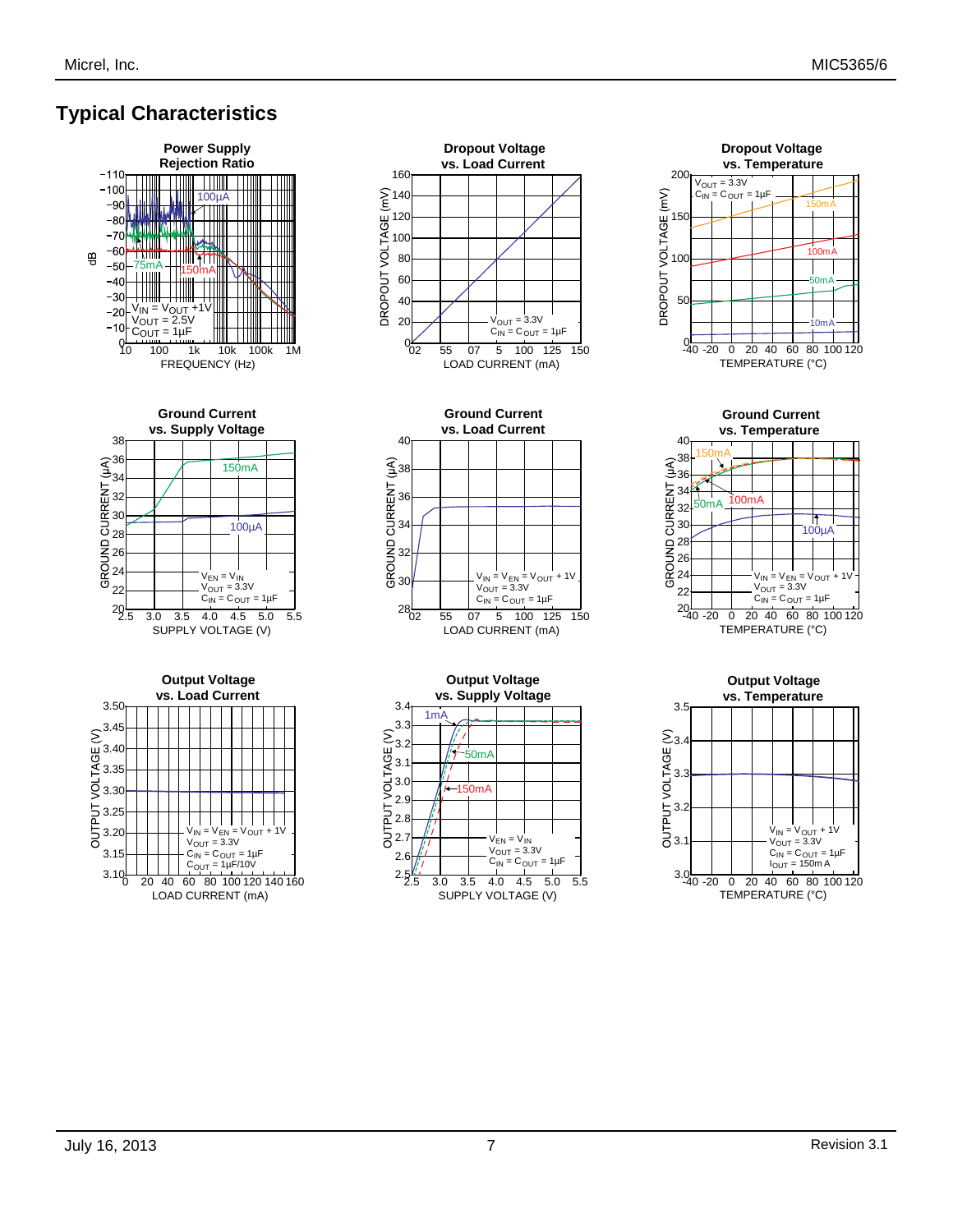## Typical Characteristics

**Power Supply Rejection Ratio**

**Dropout Voltage vs. Load Current**

**Dropout Voltage vs. Temperature**

**Ground Current vs. Supply Voltage**

**Ground Current vs. Load Current**

**Ground Current vs. Temperature**

**Output Voltage vs. Load Current**

**Output Voltage vs. Supply Voltage**

**Output Voltage vs. Temperature**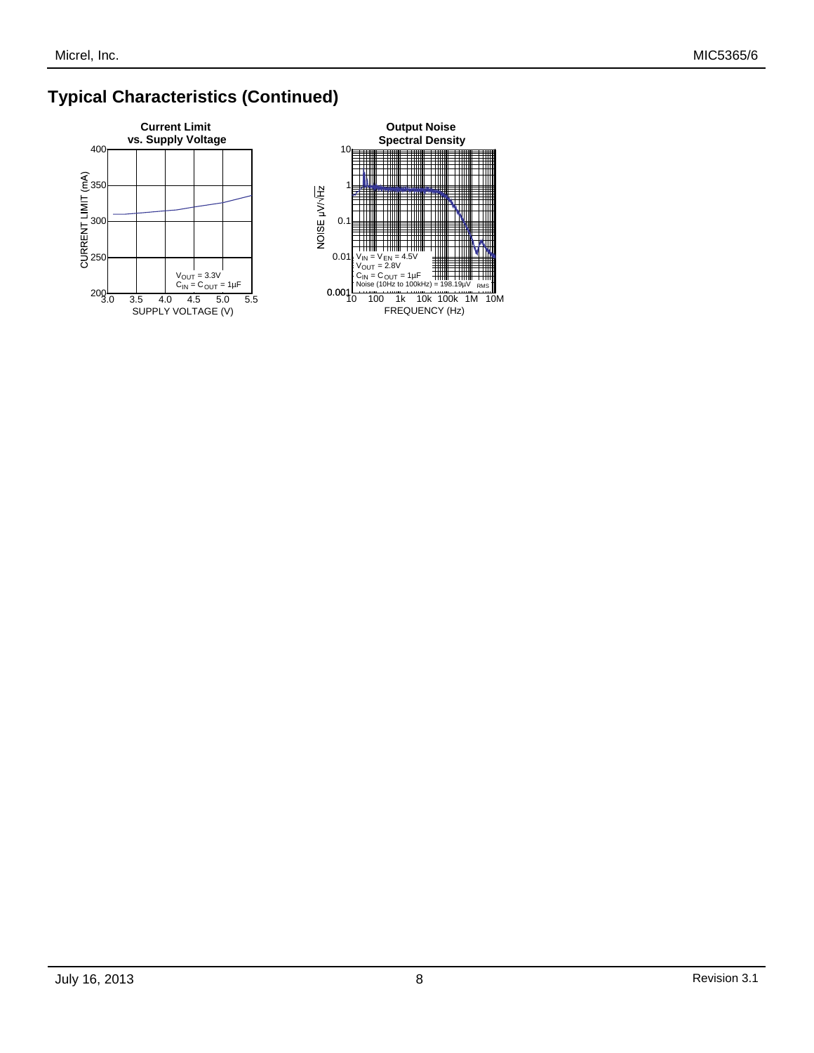## Typical Characteristics (Continued)

**Current Limit vs. Supply Voltage**

CURRENT LIMIT (mA)

SUPPLY VOLTAGE (V)

$V_{OUT}$ = 3.3V
$C_{IN}$ = $C_{OUT}$ = 1µF

**Output Noise Spectral Density**

NOISE µV/√Hz

FREQUENCY (Hz)

$V_{IN}$ = $V_{EN}$ = 4.5V
$V_{OUT}$ = 2.8V
$C_{IN}$ = $C_{OUT}$ = 1µF
Noise (10Hz to 100kHz) = 198.19µV$_{RMS}$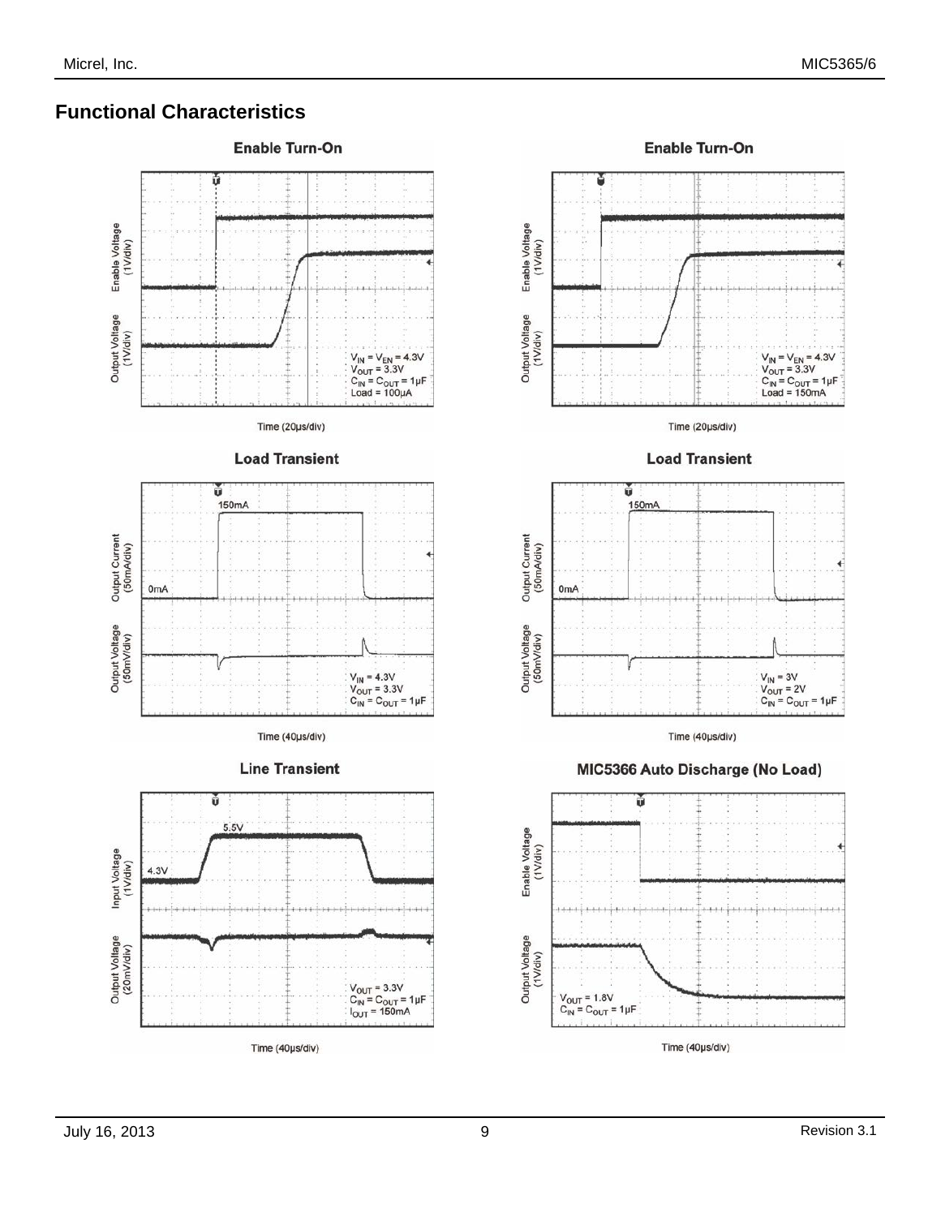## Functional Characteristics

**Enable Turn-On**

Enable Voltage (1V/div)

Output Voltage (1V/div)

$V_{IN} = V_{EN} = 4.3V$
$V_{OUT} = 3.3V$
$C_{IN} = C_{OUT} = 1\mu F$
Load = 100µA

Time (20µs/div)

**Enable Turn-On**

Enable Voltage (1V/div)

Output Voltage (1V/div)

$V_{IN} = V_{EN} = 4.3V$
$V_{OUT} = 3.3V$
$C_{IN} = C_{OUT} = 1\mu F$
Load = 150mA

Time (20µs/div)

**Load Transient**

Output Current (50mA/div)

150mA

0mA

Output Voltage (50mV/div)

$V_{IN} = 4.3V$
$V_{OUT} = 3.3V$
$C_{IN} = C_{OUT} = 1\mu F$

Time (40µs/div)

**Load Transient**

Output Current (50mA/div)

150mA

0mA

Output Voltage (50mV/div)

$V_{IN} = 3V$
$V_{OUT} = 2V$
$C_{IN} = C_{OUT} = 1\mu F$

Time (40µs/div)

**Line Transient**

Input Voltage (1V/div)

5.5V

4.3V

Output Voltage (20mV/div)

$V_{OUT} = 3.3V$
$C_{IN} = C_{OUT} = 1\mu F$
$I_{OUT} = 150mA$

Time (40µs/div)

**MIC5366 Auto Discharge (No Load)**

Enable Voltage (1V/div)

Output Voltage (1V/div)

$V_{OUT} = 1.8V$
$C_{IN} = C_{OUT} = 1\mu F$

Time (40µs/div)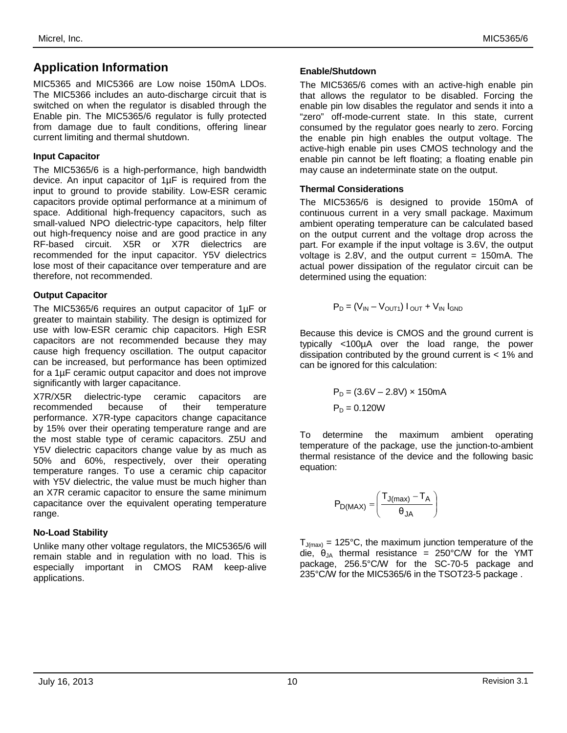## Application Information

MIC5365 and MIC5366 are Low noise 150mA LDOs. The MIC5366 includes an auto-discharge circuit that is switched on when the regulator is disabled through the Enable pin. The MIC5365/6 regulator is fully protected from damage due to fault conditions, offering linear current limiting and thermal shutdown.

### Input Capacitor

The MIC5365/6 is a high-performance, high bandwidth device. An input capacitor of 1µF is required from the input to ground to provide stability. Low-ESR ceramic capacitors provide optimal performance at a minimum of space. Additional high-frequency capacitors, such as small-valued NPO dielectric-type capacitors, help filter out high-frequency noise and are good practice in any RF-based circuit. X5R or X7R dielectrics are recommended for the input capacitor. Y5V dielectrics lose most of their capacitance over temperature and are therefore, not recommended.

### Output Capacitor

The MIC5365/6 requires an output capacitor of 1µF or greater to maintain stability. The design is optimized for use with low-ESR ceramic chip capacitors. High ESR capacitors are not recommended because they may cause high frequency oscillation. The output capacitor can be increased, but performance has been optimized for a 1µF ceramic output capacitor and does not improve significantly with larger capacitance.

X7R/X5R dielectric-type ceramic capacitors are recommended because of their temperature performance. X7R-type capacitors change capacitance by 15% over their operating temperature range and are the most stable type of ceramic capacitors. Z5U and Y5V dielectric capacitors change value by as much as 50% and 60%, respectively, over their operating temperature ranges. To use a ceramic chip capacitor with Y5V dielectric, the value must be much higher than an X7R ceramic capacitor to ensure the same minimum capacitance over the equivalent operating temperature range.

### No-Load Stability

Unlike many other voltage regulators, the MIC5365/6 will remain stable and in regulation with no load. This is especially important in CMOS RAM keep-alive applications.

### Enable/Shutdown

The MIC5365/6 comes with an active-high enable pin that allows the regulator to be disabled. Forcing the enable pin low disables the regulator and sends it into a "zero" off-mode-current state. In this state, current consumed by the regulator goes nearly to zero. Forcing the enable pin high enables the output voltage. The active-high enable pin uses CMOS technology and the enable pin cannot be left floating; a floating enable pin may cause an indeterminate state on the output.

### Thermal Considerations

The MIC5365/6 is designed to provide 150mA of continuous current in a very small package. Maximum ambient operating temperature can be calculated based on the output current and the voltage drop across the part. For example if the input voltage is 3.6V, the output voltage is 2.8V, and the output current = 150mA. The actual power dissipation of the regulator circuit can be determined using the equation:

$$P_D = (V_{IN} - V_{OUT1})\, I_{OUT} + V_{IN}\, I_{GND}$$

Because this device is CMOS and the ground current is typically <100µA over the load range, the power dissipation contributed by the ground current is < 1% and can be ignored for this calculation:

$$P_D = (3.6V - 2.8V) \times 150mA$$

$$P_D = 0.120W$$

To determine the maximum ambient operating temperature of the package, use the junction-to-ambient thermal resistance of the device and the following basic equation:

$$P_{D(MAX)} = \left( \frac{T_{J(max)} - T_A}{\theta_{JA}} \right)$$

$T_{J(max)}$ = 125°C, the maximum junction temperature of the die, $\theta_{JA}$ thermal resistance = 250°C/W for the YMT package, 256.5°C/W for the SC-70-5 package and 235°C/W for the MIC5365/6 in the TSOT23-5 package .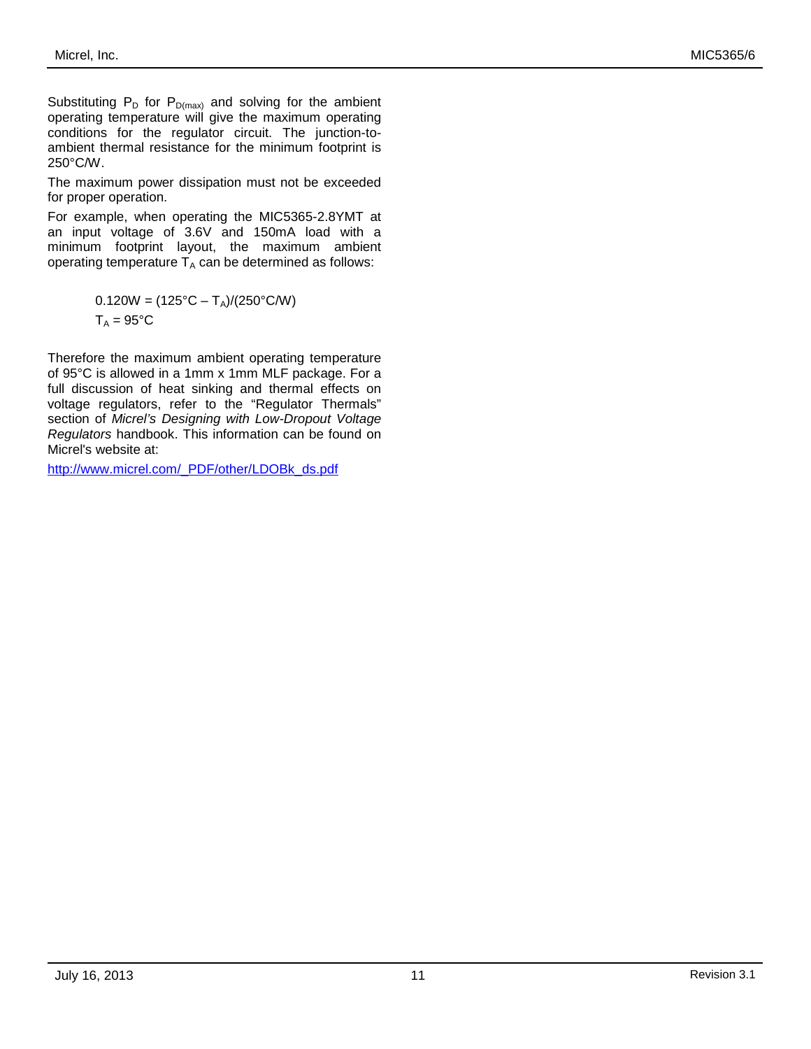Substituting $P_D$ for $P_{D(max)}$ and solving for the ambient operating temperature will give the maximum operating conditions for the regulator circuit. The junction-to-ambient thermal resistance for the minimum footprint is 250°C/W.

The maximum power dissipation must not be exceeded for proper operation.

For example, when operating the MIC5365-2.8YMT at an input voltage of 3.6V and 150mA load with a minimum footprint layout, the maximum ambient operating temperature $T_A$ can be determined as follows:

$$0.120W = (125°C - T_A)/(250°C/W)$$

$$T_A = 95°C$$

Therefore the maximum ambient operating temperature of 95°C is allowed in a 1mm x 1mm MLF package. For a full discussion of heat sinking and thermal effects on voltage regulators, refer to the "Regulator Thermals" section of *Micrel's Designing with Low-Dropout Voltage Regulators* handbook. This information can be found on Micrel's website at:

[http://www.micrel.com/_PDF/other/LDOBk_ds.pdf](http://www.micrel.com/_PDF/other/LDOBk_ds.pdf)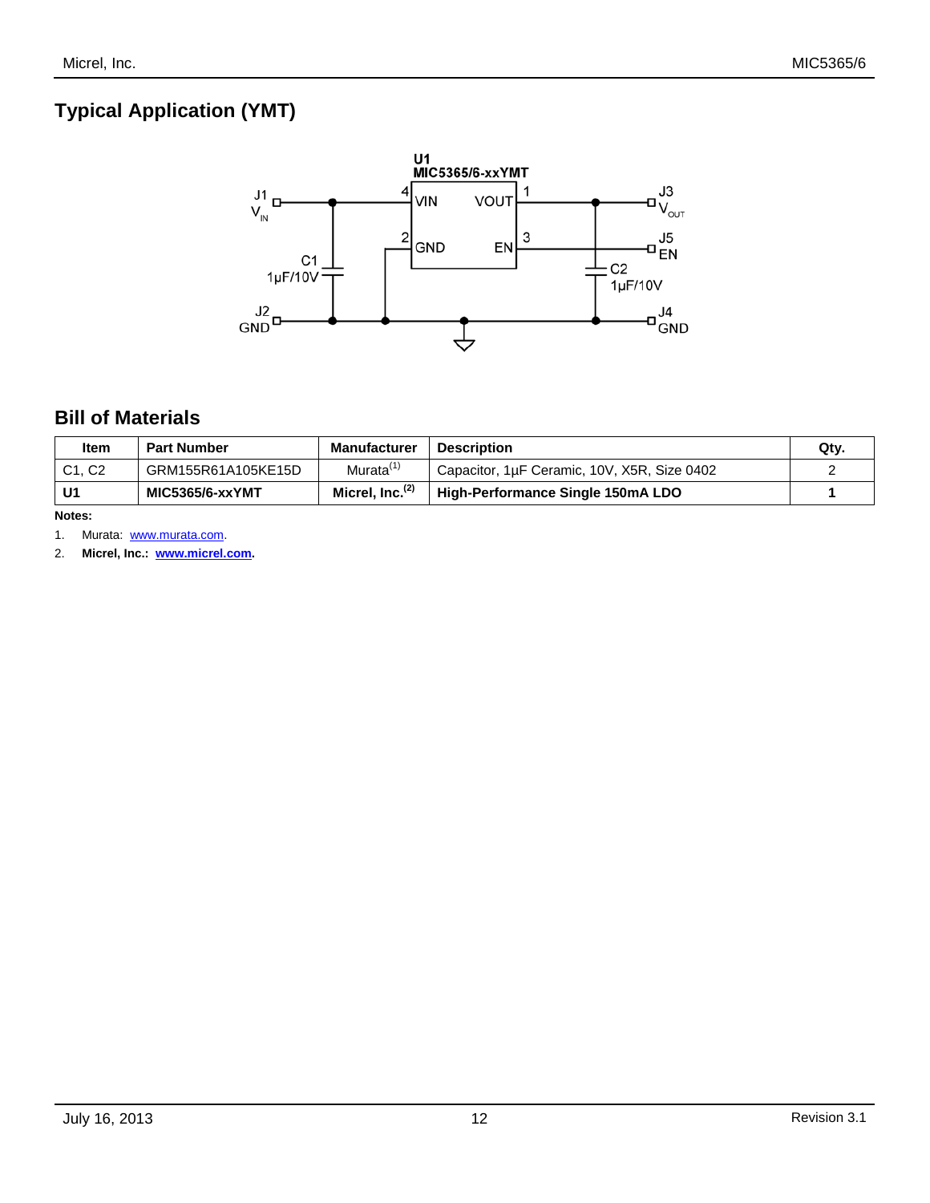## Typical Application (YMT)

## Bill of Materials

| Item | Part Number | Manufacturer | Description | Qty. |
|---|---|---|---|---|
| C1, C2 | GRM155R61A105KE15D | Murata[1] | Capacitor, 1µF Ceramic, 10V, X5R, Size 0402 | 2 |
| **U1** | **MIC5365/6-xxYMT** | **Micrel, Inc.[2]** | **High-Performance Single 150mA LDO** | **1** |

**Notes:**

1. Murata: www.murata.com.
2. **Micrel, Inc.: www.micrel.com.**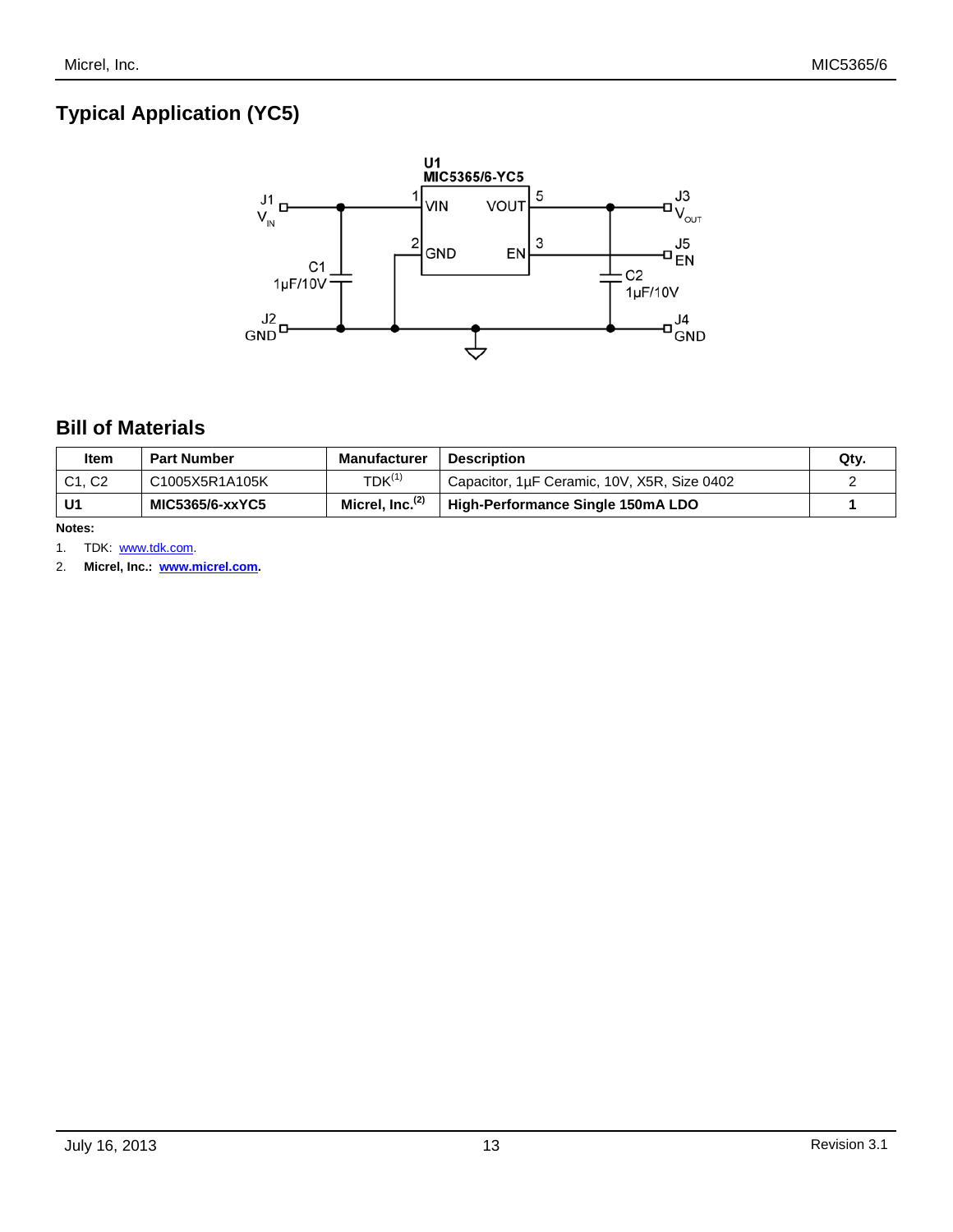## Typical Application (YC5)

## Bill of Materials

| Item | Part Number | Manufacturer | Description | Qty. |
|---|---|---|---|---|
| C1, C2 | C1005X5R1A105K | TDK[1] | Capacitor, 1µF Ceramic, 10V, X5R, Size 0402 | 2 |
| **U1** | **MIC5365/6-xxYC5** | **Micrel, Inc.[2]** | **High-Performance Single 150mA LDO** | **1** |

**Notes:**

1. TDK: www.tdk.com.
2. **Micrel, Inc.: www.micrel.com.**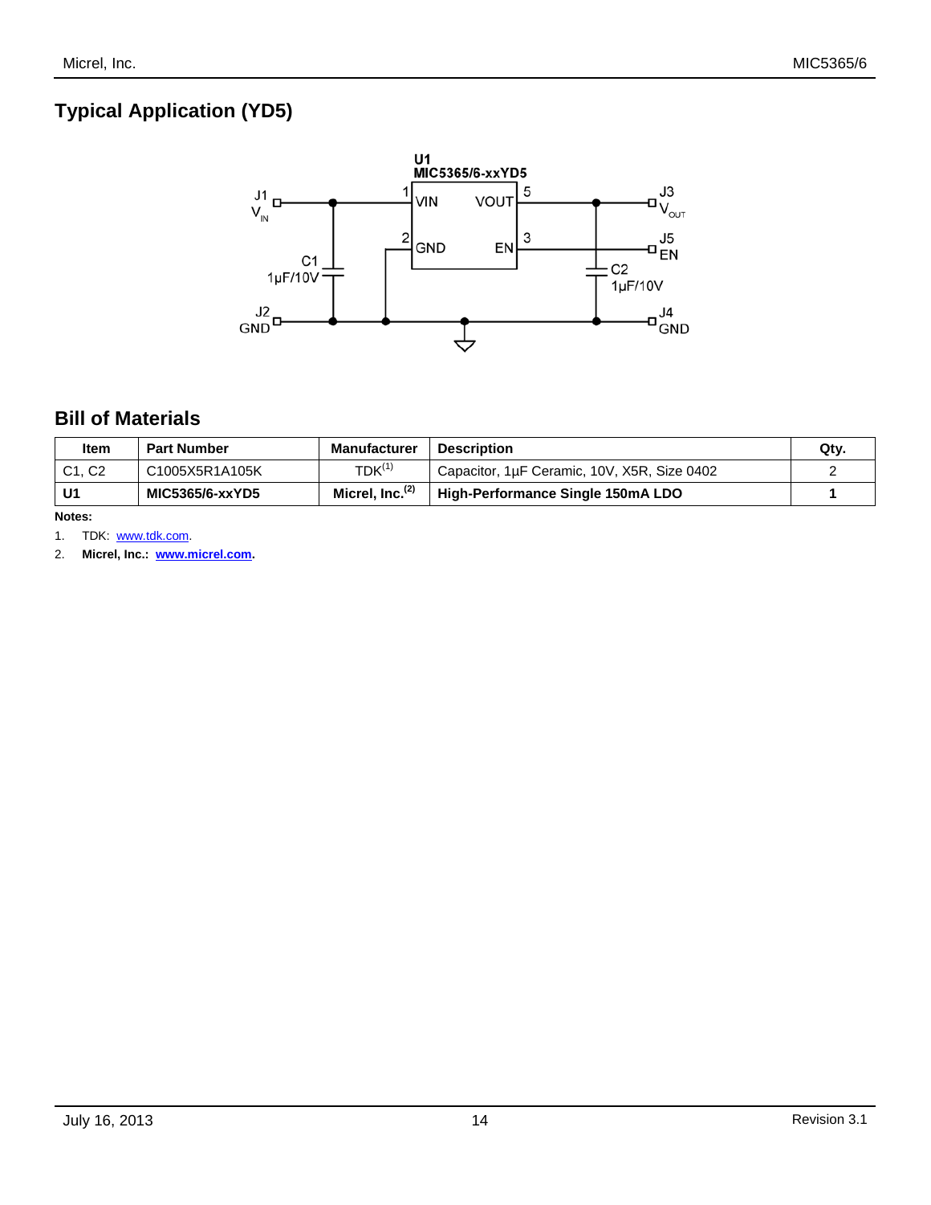## Typical Application (YD5)

## Bill of Materials

| Item | Part Number | Manufacturer | Description | Qty. |
|---|---|---|---|---|
| C1, C2 | C1005X5R1A105K | TDK[1] | Capacitor, 1µF Ceramic, 10V, X5R, Size 0402 | 2 |
| **U1** | **MIC5365/6-xxYD5** | **Micrel, Inc.[2]** | **High-Performance Single 150mA LDO** | **1** |

**Notes:**

1. TDK: www.tdk.com.
2. **Micrel, Inc.: www.micrel.com.**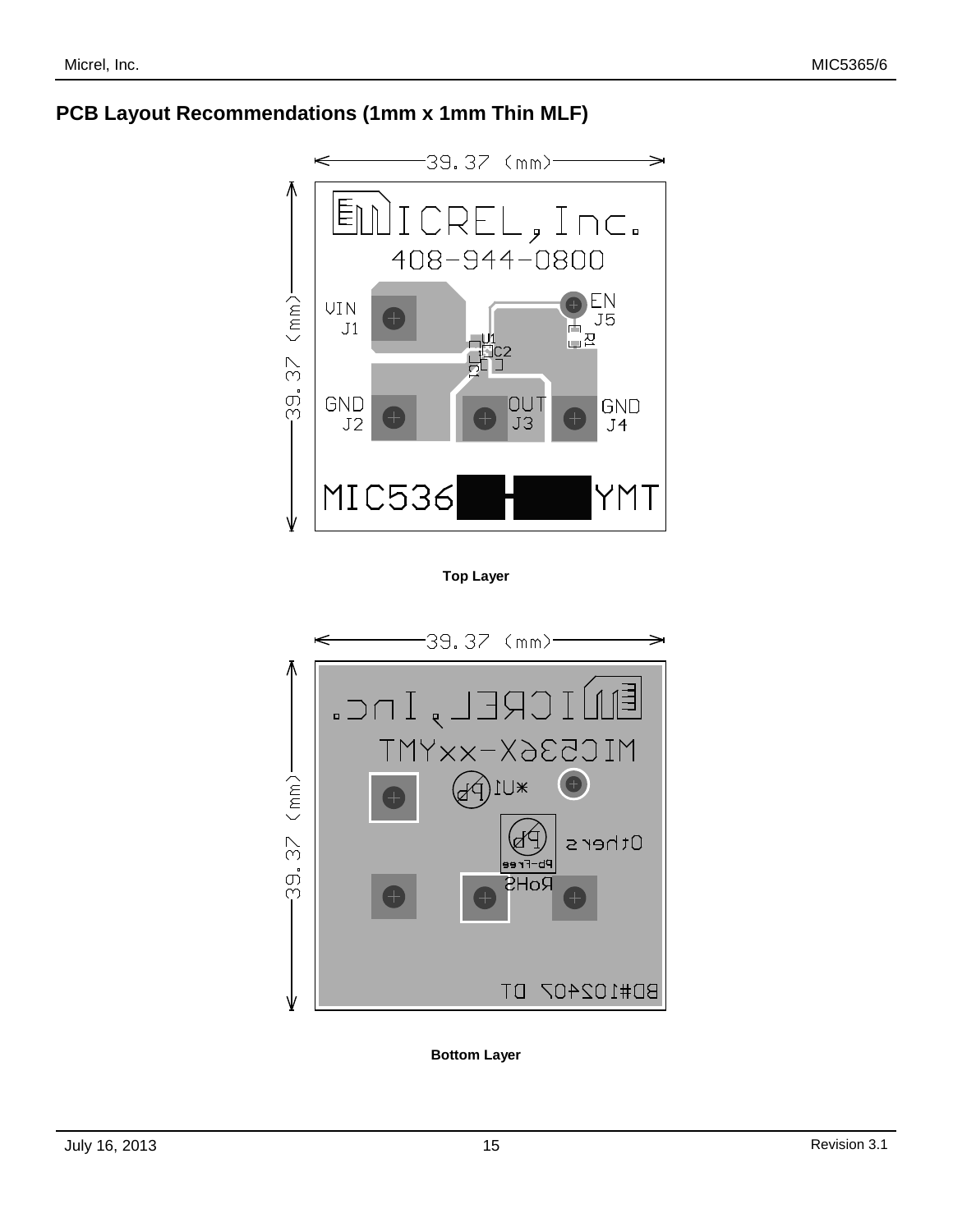## PCB Layout Recommendations (1mm x 1mm Thin MLF)

**Top Layer**

**Bottom Layer**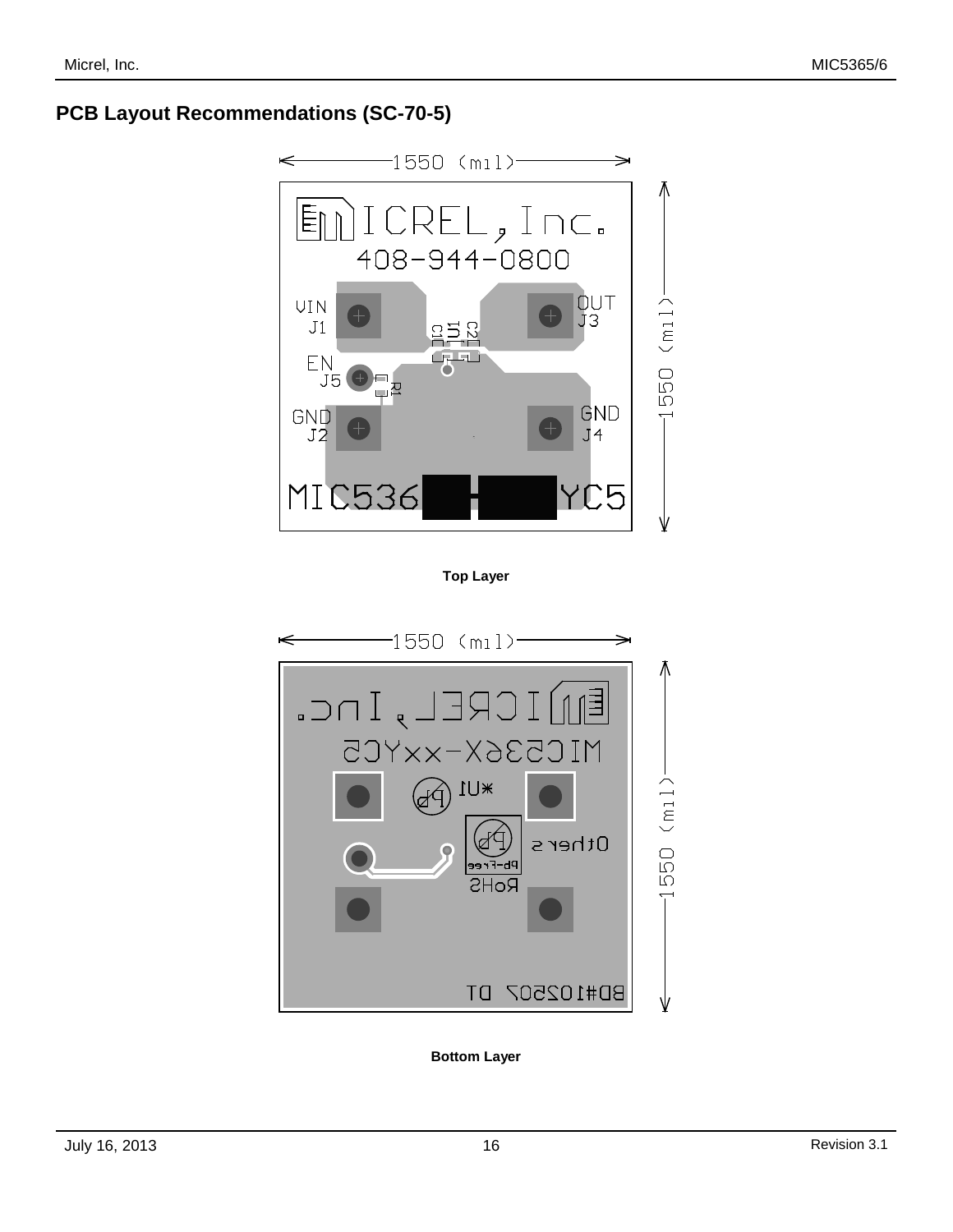## PCB Layout Recommendations (SC-70-5)

Top Layer

Bottom Layer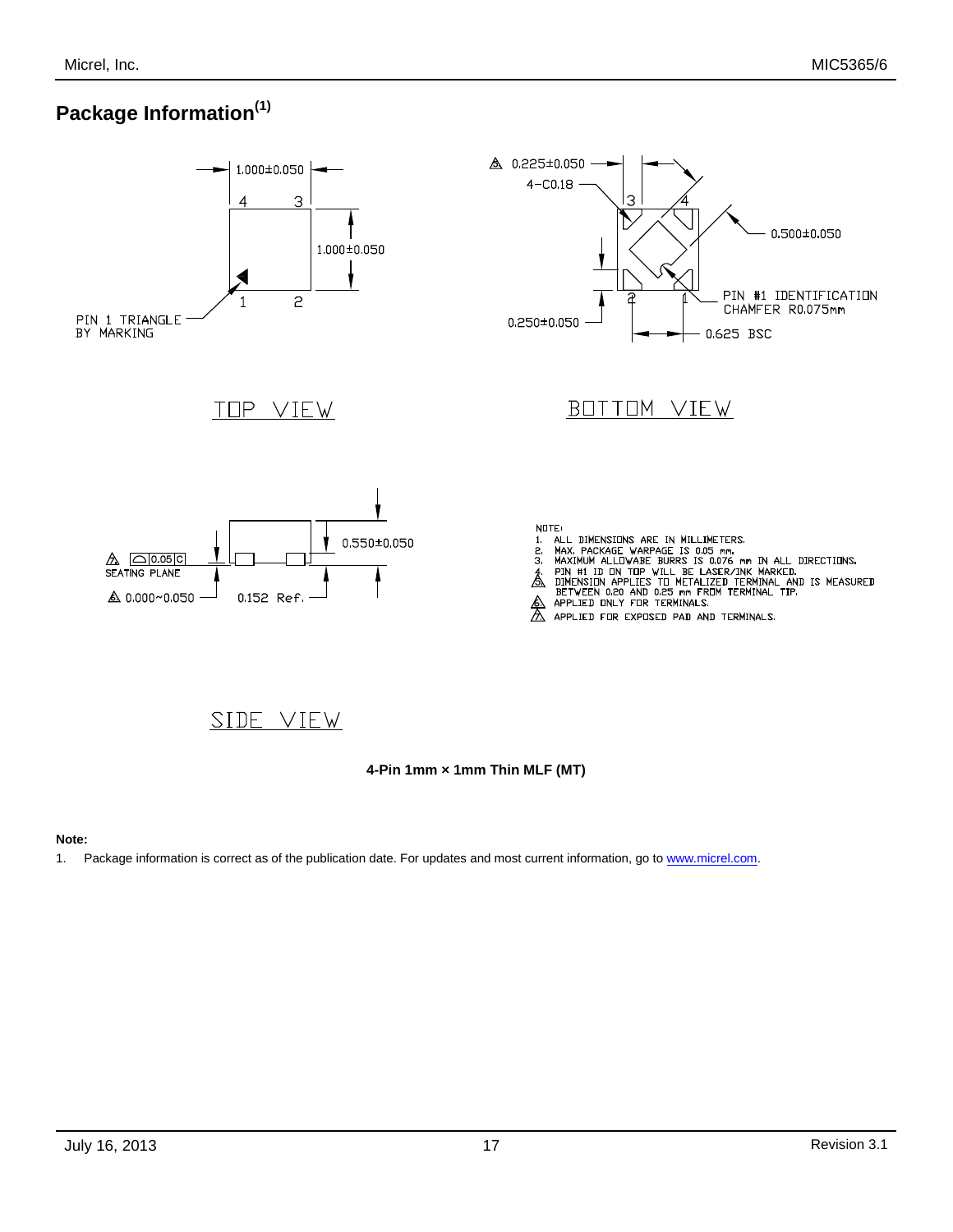# Package Information[1]

TOP VIEW

1.000±0.050

1.000±0.050

PIN 1 TRIANGLE BY MARKING

BOTTOM VIEW

0.225±0.050

4–C0.18

0.500±0.050

PIN #1 IDENTIFICATION CHAMFER R0.075mm

0.250±0.050

0.625 BSC

SIDE VIEW

0.05 C

SEATING PLANE

0.000~0.050

0.152 Ref.

0.550±0.050

NOTE:
1. ALL DIMENSIONS ARE IN MILLIMETERS.
2. MAX. PACKAGE WARPAGE IS 0.05 mm.
3. MAXIMUM ALLOWABE BURRS IS 0.076 mm IN ALL DIRECTIONS.
4. PIN #1 ID ON TOP WILL BE LASER/INK MARKED.
5. DIMENSION APPLIES TO METALIZED TERMINAL AND IS MEASURED BETWEEN 0.20 AND 0.25 mm FROM TERMINAL TIP.
6. APPLIED ONLY FOR TERMINALS.
7. APPLIED FOR EXPOSED PAD AND TERMINALS.

**4-Pin 1mm × 1mm Thin MLF (MT)**

**Note:**

1. Package information is correct as of the publication date. For updates and most current information, go to www.micrel.com.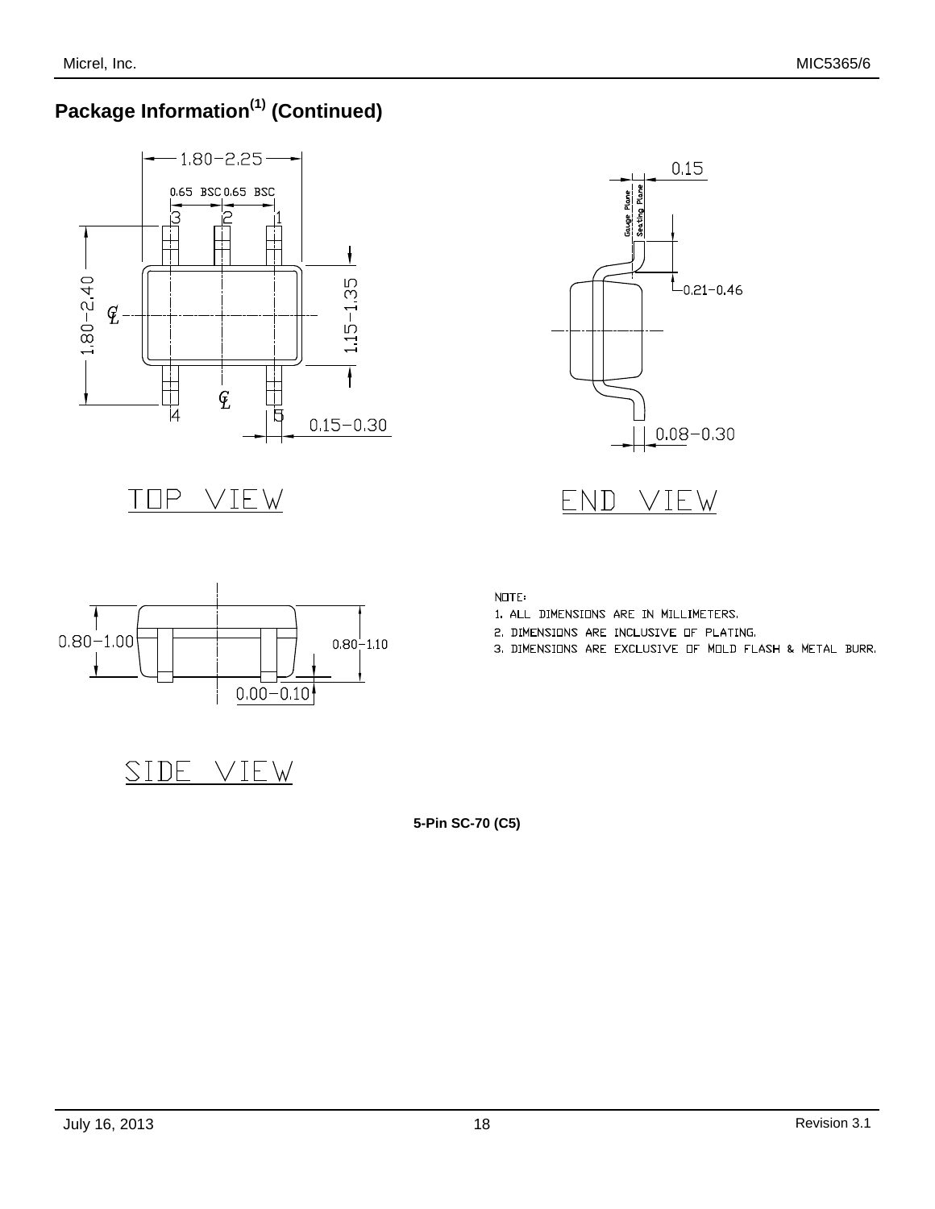## Package Information(1) (Continued)

TOP VIEW

END VIEW

SIDE VIEW

NOTE:
1. ALL DIMENSIONS ARE IN MILLIMETERS.
2. DIMENSIONS ARE INCLUSIVE OF PLATING.
3. DIMENSIONS ARE EXCLUSIVE OF MOLD FLASH & METAL BURR.

**5-Pin SC-70 (C5)**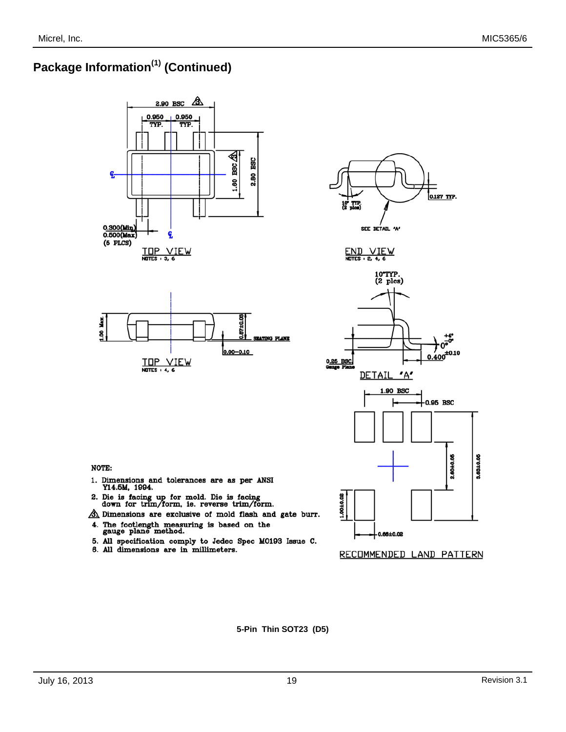## Package Information[1] (Continued)

TOP VIEW
NOTES : 3, 6

END VIEW
NOTES : 2, 4, 6

TOP VIEW
NOTES : 4, 6

DETAIL "A"

RECOMMENDED LAND PATTERN

NOTE:

1. Dimensions and tolerances are as per ANSI Y14.5M, 1994.
2. Die is facing up for mold. Die is facing down for trim/form, ie. reverse trim/form.
3. Dimensions are exclusive of mold flash and gate burr.
4. The footlength measuring is based on the gauge plane method.
5. All specification comply to Jedec Spec MO193 Issue C.
6. All dimensions are in millimeters.

**5-Pin Thin SOT23 (D5)**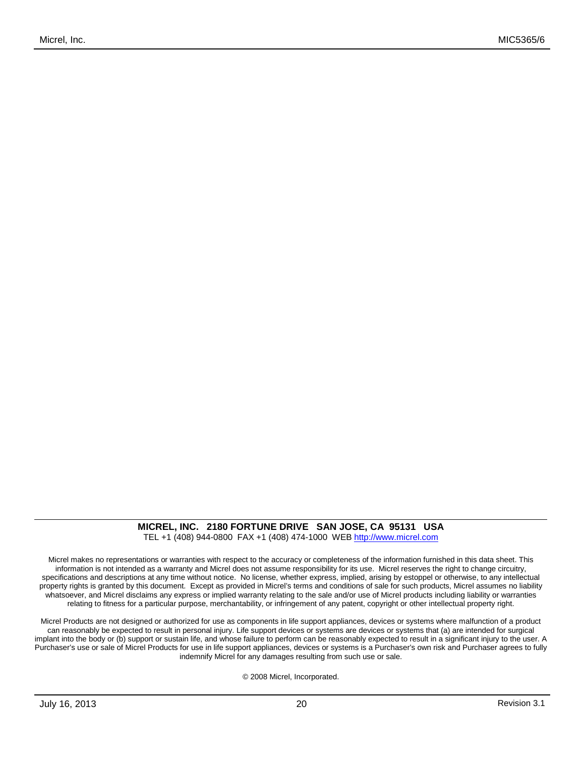**MICREL, INC. 2180 FORTUNE DRIVE SAN JOSE, CA 95131 USA**

TEL +1 (408) 944-0800 FAX +1 (408) 474-1000 WEB http://www.micrel.com

Micrel makes no representations or warranties with respect to the accuracy or completeness of the information furnished in this data sheet. This information is not intended as a warranty and Micrel does not assume responsibility for its use. Micrel reserves the right to change circuitry, specifications and descriptions at any time without notice. No license, whether express, implied, arising by estoppel or otherwise, to any intellectual property rights is granted by this document. Except as provided in Micrel's terms and conditions of sale for such products, Micrel assumes no liability whatsoever, and Micrel disclaims any express or implied warranty relating to the sale and/or use of Micrel products including liability or warranties relating to fitness for a particular purpose, merchantability, or infringement of any patent, copyright or other intellectual property right.

Micrel Products are not designed or authorized for use as components in life support appliances, devices or systems where malfunction of a product can reasonably be expected to result in personal injury. Life support devices or systems are devices or systems that (a) are intended for surgical implant into the body or (b) support or sustain life, and whose failure to perform can be reasonably expected to result in a significant injury to the user. A Purchaser's use or sale of Micrel Products for use in life support appliances, devices or systems is a Purchaser's own risk and Purchaser agrees to fully indemnify Micrel for any damages resulting from such use or sale.

© 2008 Micrel, Incorporated.